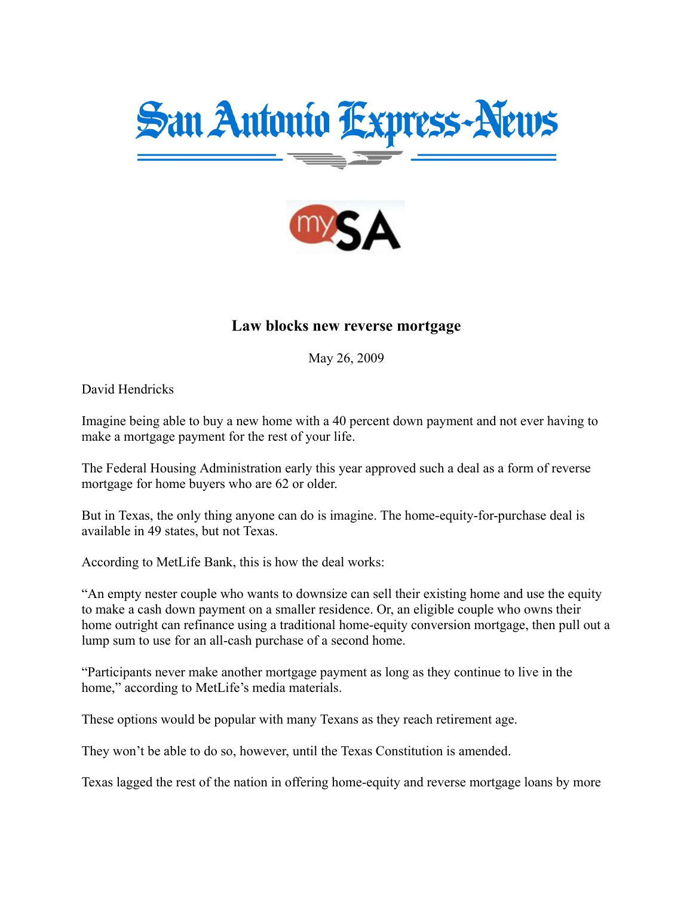# San Antonio Express-News

mySA

## Law blocks new reverse mortgage

May 26, 2009

David Hendricks

Imagine being able to buy a new home with a 40 percent down payment and not ever having to make a mortgage payment for the rest of your life.

The Federal Housing Administration early this year approved such a deal as a form of reverse mortgage for home buyers who are 62 or older.

But in Texas, the only thing anyone can do is imagine. The home-equity-for-purchase deal is available in 49 states, but not Texas.

According to MetLife Bank, this is how the deal works:

"An empty nester couple who wants to downsize can sell their existing home and use the equity to make a cash down payment on a smaller residence. Or, an eligible couple who owns their home outright can refinance using a traditional home-equity conversion mortgage, then pull out a lump sum to use for an all-cash purchase of a second home.

"Participants never make another mortgage payment as long as they continue to live in the home," according to MetLife's media materials.

These options would be popular with many Texans as they reach retirement age.

They won't be able to do so, however, until the Texas Constitution is amended.

Texas lagged the rest of the nation in offering home-equity and reverse mortgage loans by more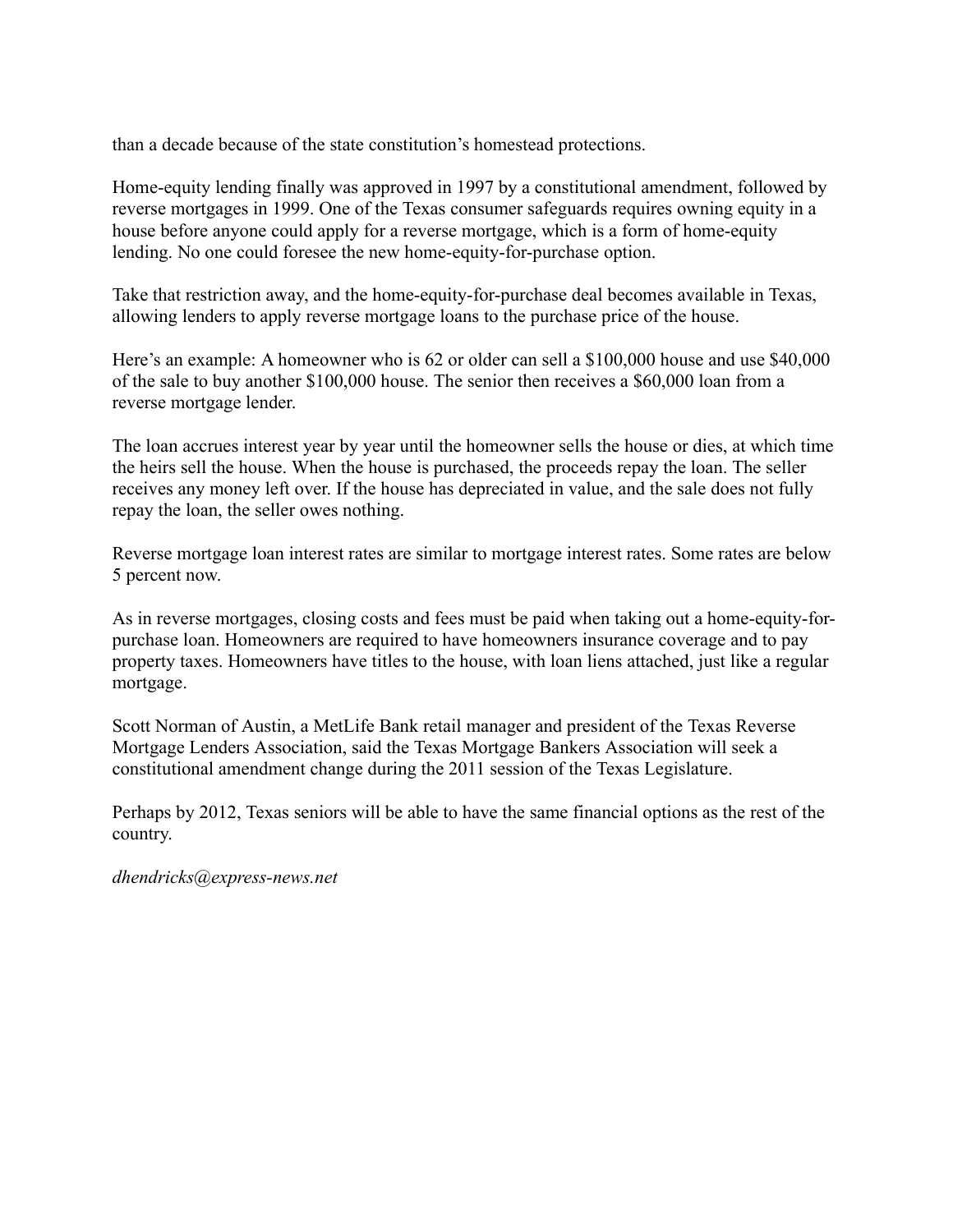than a decade because of the state constitution's homestead protections.

Home-equity lending finally was approved in 1997 by a constitutional amendment, followed by reverse mortgages in 1999. One of the Texas consumer safeguards requires owning equity in a house before anyone could apply for a reverse mortgage, which is a form of home-equity lending. No one could foresee the new home-equity-for-purchase option.

Take that restriction away, and the home-equity-for-purchase deal becomes available in Texas, allowing lenders to apply reverse mortgage loans to the purchase price of the house.

Here's an example: A homeowner who is 62 or older can sell a $100,000 house and use $40,000 of the sale to buy another $100,000 house. The senior then receives a $60,000 loan from a reverse mortgage lender.

The loan accrues interest year by year until the homeowner sells the house or dies, at which time the heirs sell the house. When the house is purchased, the proceeds repay the loan. The seller receives any money left over. If the house has depreciated in value, and the sale does not fully repay the loan, the seller owes nothing.

Reverse mortgage loan interest rates are similar to mortgage interest rates. Some rates are below 5 percent now.

As in reverse mortgages, closing costs and fees must be paid when taking out a home-equity-for-purchase loan. Homeowners are required to have homeowners insurance coverage and to pay property taxes. Homeowners have titles to the house, with loan liens attached, just like a regular mortgage.

Scott Norman of Austin, a MetLife Bank retail manager and president of the Texas Reverse Mortgage Lenders Association, said the Texas Mortgage Bankers Association will seek a constitutional amendment change during the 2011 session of the Texas Legislature.

Perhaps by 2012, Texas seniors will be able to have the same financial options as the rest of the country.

*dhendricks@express-news.net*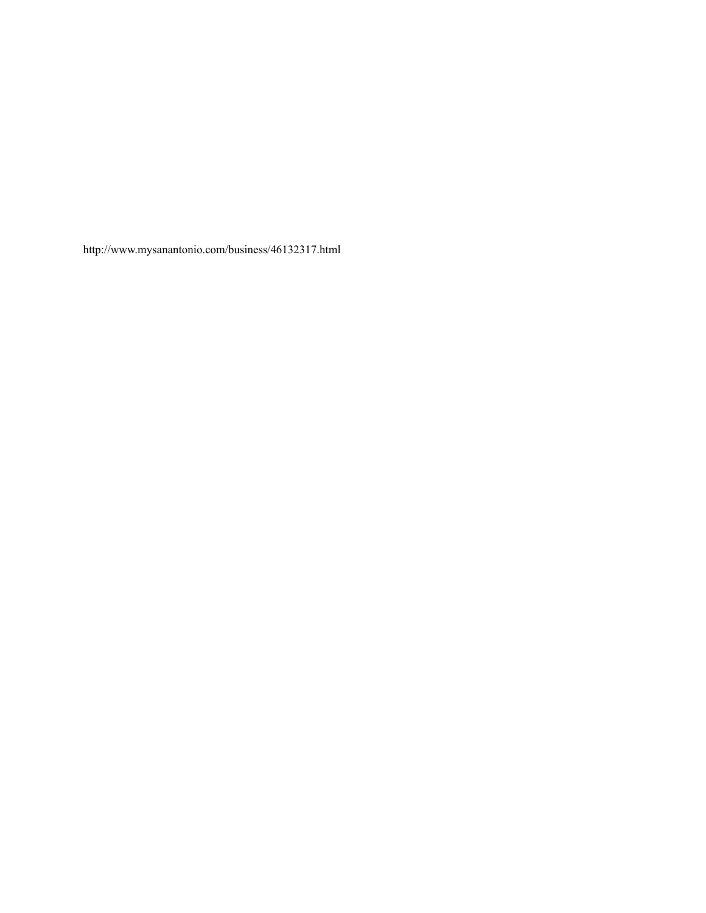http://www.mysanantonio.com/business/46132317.html